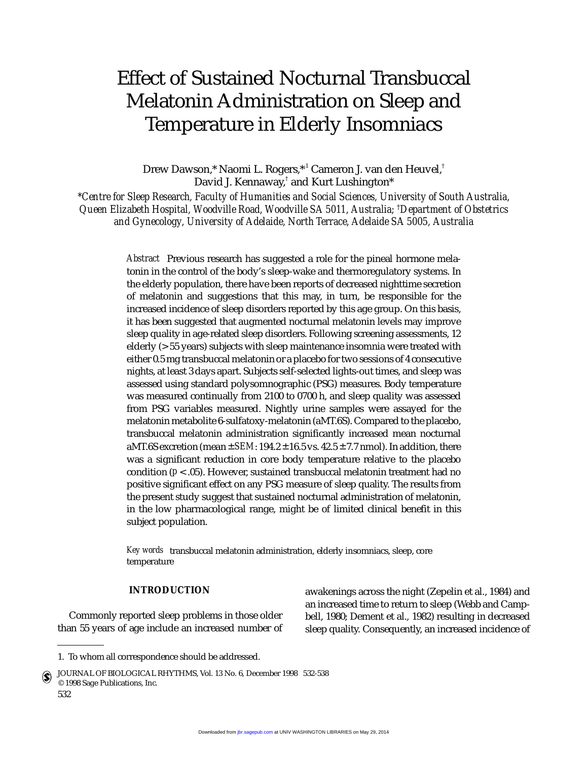# Effect of Sustained Nocturnal Transbuccal Melatonin Administration on Sleep and Temperature in Elderly Insomniacs

Drew Dawson,* Naomi L. Rogers,*[1] Cameron J. van den Heuvel,[†] David J. Kennaway,[†] and Kurt Lushington*

*\*Centre for Sleep Research, Faculty of Humanities and Social Sciences, University of South Australia, Queen Elizabeth Hospital, Woodville Road, Woodville SA 5011, Australia; [†]Department of Obstetrics and Gynecology, University of Adelaide, North Terrace, Adelaide SA 5005, Australia*

*Abstract* Previous research has suggested a role for the pineal hormone melatonin in the control of the body's sleep-wake and thermoregulatory systems. In the elderly population, there have been reports of decreased nighttime secretion of melatonin and suggestions that this may, in turn, be responsible for the increased incidence of sleep disorders reported by this age group. On this basis, it has been suggested that augmented nocturnal melatonin levels may improve sleep quality in age-related sleep disorders. Following screening assessments, 12 elderly (> 55 years) subjects with sleep maintenance insomnia were treated with either 0.5 mg transbuccal melatonin or a placebo for two sessions of 4 consecutive nights, at least 3 days apart. Subjects self-selected lights-out times, and sleep was assessed using standard polysomnographic (PSG) measures. Body temperature was measured continually from 2100 to 0700 h, and sleep quality was assessed from PSG variables measured. Nightly urine samples were assayed for the melatonin metabolite 6-sulfatoxy-melatonin (aMT.6S). Compared to the placebo, transbuccal melatonin administration significantly increased mean nocturnal aMT.6S excretion (mean ± *SEM*: 194.2 ± 16.5 vs. 42.5 ± 7.7 nmol). In addition, there was a significant reduction in core body temperature relative to the placebo condition ($p < .05$). However, sustained transbuccal melatonin treatment had no positive significant effect on any PSG measure of sleep quality. The results from the present study suggest that sustained nocturnal administration of melatonin, in the low pharmacological range, might be of limited clinical benefit in this subject population.

*Key words* transbuccal melatonin administration, elderly insomniacs, sleep, core temperature

## INTRODUCTION

Commonly reported sleep problems in those older than 55 years of age include an increased number of awakenings across the night (Zepelin et al., 1984) and an increased time to return to sleep (Webb and Campbell, 1980; Dement et al., 1982) resulting in decreased sleep quality. Consequently, an increased incidence of

1. To whom all correspondence should be addressed.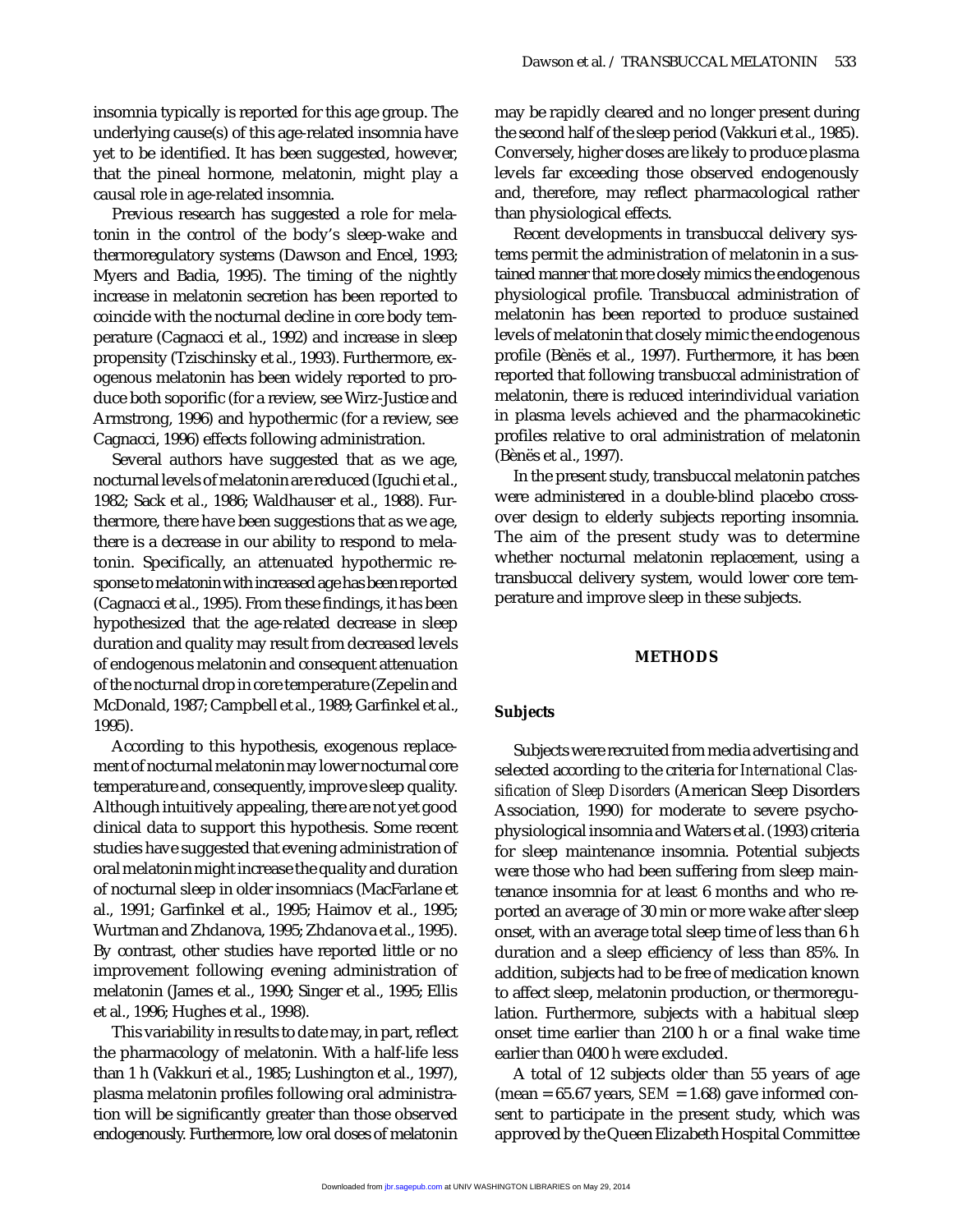insomnia typically is reported for this age group. The underlying cause(s) of this age-related insomnia have yet to be identified. It has been suggested, however, that the pineal hormone, melatonin, might play a causal role in age-related insomnia.

Previous research has suggested a role for melatonin in the control of the body's sleep-wake and thermoregulatory systems (Dawson and Encel, 1993; Myers and Badia, 1995). The timing of the nightly increase in melatonin secretion has been reported to coincide with the nocturnal decline in core body temperature (Cagnacci et al., 1992) and increase in sleep propensity (Tzischinsky et al., 1993). Furthermore, exogenous melatonin has been widely reported to produce both soporific (for a review, see Wirz-Justice and Armstrong, 1996) and hypothermic (for a review, see Cagnacci, 1996) effects following administration.

Several authors have suggested that as we age, nocturnal levels of melatonin are reduced (Iguchi et al., 1982; Sack et al., 1986; Waldhauser et al., 1988). Furthermore, there have been suggestions that as we age, there is a decrease in our ability to respond to melatonin. Specifically, an attenuated hypothermic response to melatonin with increased age has been reported (Cagnacci et al., 1995). From these findings, it has been hypothesized that the age-related decrease in sleep duration and quality may result from decreased levels of endogenous melatonin and consequent attenuation of the nocturnal drop in core temperature (Zepelin and McDonald, 1987; Campbell et al., 1989; Garfinkel et al., 1995).

According to this hypothesis, exogenous replacement of nocturnal melatonin may lower nocturnal core temperature and, consequently, improve sleep quality. Although intuitively appealing, there are not yet good clinical data to support this hypothesis. Some recent studies have suggested that evening administration of oral melatonin might increase the quality and duration of nocturnal sleep in older insomniacs (MacFarlane et al., 1991; Garfinkel et al., 1995; Haimov et al., 1995; Wurtman and Zhdanova, 1995; Zhdanova et al., 1995). By contrast, other studies have reported little or no improvement following evening administration of melatonin (James et al., 1990; Singer et al., 1995; Ellis et al., 1996; Hughes et al., 1998).

This variability in results to date may, in part, reflect the pharmacology of melatonin. With a half-life less than 1 h (Vakkuri et al., 1985; Lushington et al., 1997), plasma melatonin profiles following oral administration will be significantly greater than those observed endogenously. Furthermore, low oral doses of melatonin may be rapidly cleared and no longer present during the second half of the sleep period (Vakkuri et al., 1985). Conversely, higher doses are likely to produce plasma levels far exceeding those observed endogenously and, therefore, may reflect pharmacological rather than physiological effects.

Recent developments in transbuccal delivery systems permit the administration of melatonin in a sustained manner that more closely mimics the endogenous physiological profile. Transbuccal administration of melatonin has been reported to produce sustained levels of melatonin that closely mimic the endogenous profile (Bènës et al., 1997). Furthermore, it has been reported that following transbuccal administration of melatonin, there is reduced interindividual variation in plasma levels achieved and the pharmacokinetic profiles relative to oral administration of melatonin (Bènës et al., 1997).

In the present study, transbuccal melatonin patches were administered in a double-blind placebo crossover design to elderly subjects reporting insomnia. The aim of the present study was to determine whether nocturnal melatonin replacement, using a transbuccal delivery system, would lower core temperature and improve sleep in these subjects.

## METHODS

### Subjects

Subjects were recruited from media advertising and selected according to the criteria for *International Classification of Sleep Disorders* (American Sleep Disorders Association, 1990) for moderate to severe psychophysiological insomnia and Waters et al. (1993) criteria for sleep maintenance insomnia. Potential subjects were those who had been suffering from sleep maintenance insomnia for at least 6 months and who reported an average of 30 min or more wake after sleep onset, with an average total sleep time of less than 6 h duration and a sleep efficiency of less than 85%. In addition, subjects had to be free of medication known to affect sleep, melatonin production, or thermoregulation. Furthermore, subjects with a habitual sleep onset time earlier than 2100 h or a final wake time earlier than 0400 h were excluded.

A total of 12 subjects older than 55 years of age (mean = 65.67 years, *SEM* = 1.68) gave informed consent to participate in the present study, which was approved by the Queen Elizabeth Hospital Committee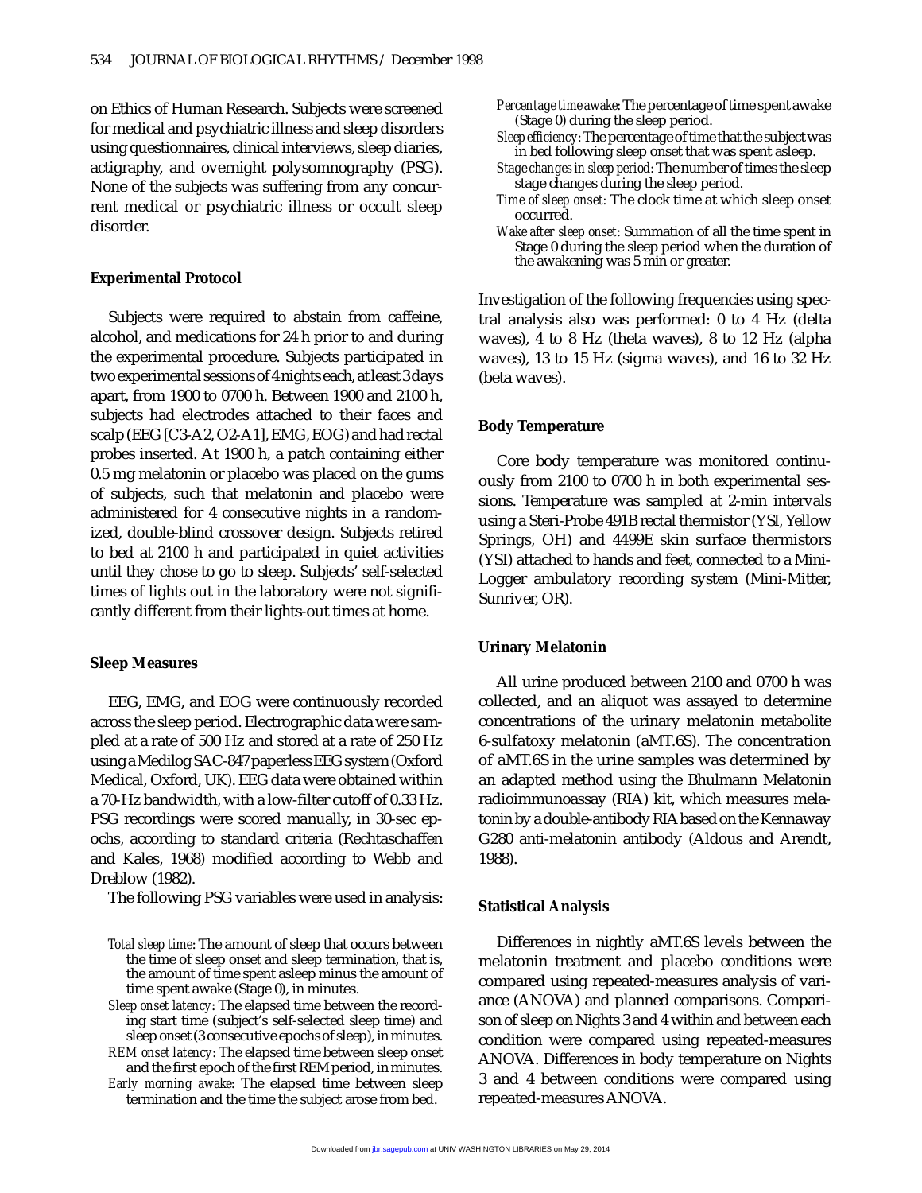on Ethics of Human Research. Subjects were screened for medical and psychiatric illness and sleep disorders using questionnaires, clinical interviews, sleep diaries, actigraphy, and overnight polysomnography (PSG). None of the subjects was suffering from any concurrent medical or psychiatric illness or occult sleep disorder.

### Experimental Protocol

Subjects were required to abstain from caffeine, alcohol, and medications for 24 h prior to and during the experimental procedure. Subjects participated in two experimental sessions of 4 nights each, at least 3 days apart, from 1900 to 0700 h. Between 1900 and 2100 h, subjects had electrodes attached to their faces and scalp (EEG [C3-A2, O2-A1], EMG, EOG) and had rectal probes inserted. At 1900 h, a patch containing either 0.5 mg melatonin or placebo was placed on the gums of subjects, such that melatonin and placebo were administered for 4 consecutive nights in a randomized, double-blind crossover design. Subjects retired to bed at 2100 h and participated in quiet activities until they chose to go to sleep. Subjects' self-selected times of lights out in the laboratory were not significantly different from their lights-out times at home.

### Sleep Measures

EEG, EMG, and EOG were continuously recorded across the sleep period. Electrographic data were sampled at a rate of 500 Hz and stored at a rate of 250 Hz using a Medilog SAC-847 paperless EEG system (Oxford Medical, Oxford, UK). EEG data were obtained within a 70-Hz bandwidth, with a low-filter cutoff of 0.33 Hz. PSG recordings were scored manually, in 30-sec epochs, according to standard criteria (Rechtaschaffen and Kales, 1968) modified according to Webb and Dreblow (1982).

The following PSG variables were used in analysis:

- *Total sleep time*: The amount of sleep that occurs between the time of sleep onset and sleep termination, that is, the amount of time spent asleep minus the amount of time spent awake (Stage 0), in minutes.
- *Sleep onset latency*: The elapsed time between the recording start time (subject's self-selected sleep time) and sleep onset (3 consecutive epochs of sleep), in minutes.
- *REM onset latency*: The elapsed time between sleep onset and the first epoch of the first REM period, in minutes.
- *Early morning awake*: The elapsed time between sleep termination and the time the subject arose from bed.
- *Percentage time awake*: The percentage of time spent awake (Stage 0) during the sleep period.
- *Sleep efficiency*: The percentage of time that the subject was in bed following sleep onset that was spent asleep.
- *Stage changes in sleep period*: The number of times the sleep stage changes during the sleep period.
- *Time of sleep onset*: The clock time at which sleep onset occurred.
- *Wake after sleep onset*: Summation of all the time spent in Stage 0 during the sleep period when the duration of the awakening was 5 min or greater.

Investigation of the following frequencies using spectral analysis also was performed: 0 to 4 Hz (delta waves), 4 to 8 Hz (theta waves), 8 to 12 Hz (alpha waves), 13 to 15 Hz (sigma waves), and 16 to 32 Hz (beta waves).

### Body Temperature

Core body temperature was monitored continuously from 2100 to 0700 h in both experimental sessions. Temperature was sampled at 2-min intervals using a Steri-Probe 491B rectal thermistor (YSI, Yellow Springs, OH) and 4499E skin surface thermistors (YSI) attached to hands and feet, connected to a Mini-Logger ambulatory recording system (Mini-Mitter, Sunriver, OR).

### Urinary Melatonin

All urine produced between 2100 and 0700 h was collected, and an aliquot was assayed to determine concentrations of the urinary melatonin metabolite 6-sulfatoxy melatonin (aMT.6S). The concentration of aMT.6S in the urine samples was determined by an adapted method using the Bhulmann Melatonin radioimmunoassay (RIA) kit, which measures melatonin by a double-antibody RIA based on the Kennaway G280 anti-melatonin antibody (Aldous and Arendt, 1988).

### Statistical Analysis

Differences in nightly aMT.6S levels between the melatonin treatment and placebo conditions were compared using repeated-measures analysis of variance (ANOVA) and planned comparisons. Comparison of sleep on Nights 3 and 4 within and between each condition were compared using repeated-measures ANOVA. Differences in body temperature on Nights 3 and 4 between conditions were compared using repeated-measures ANOVA.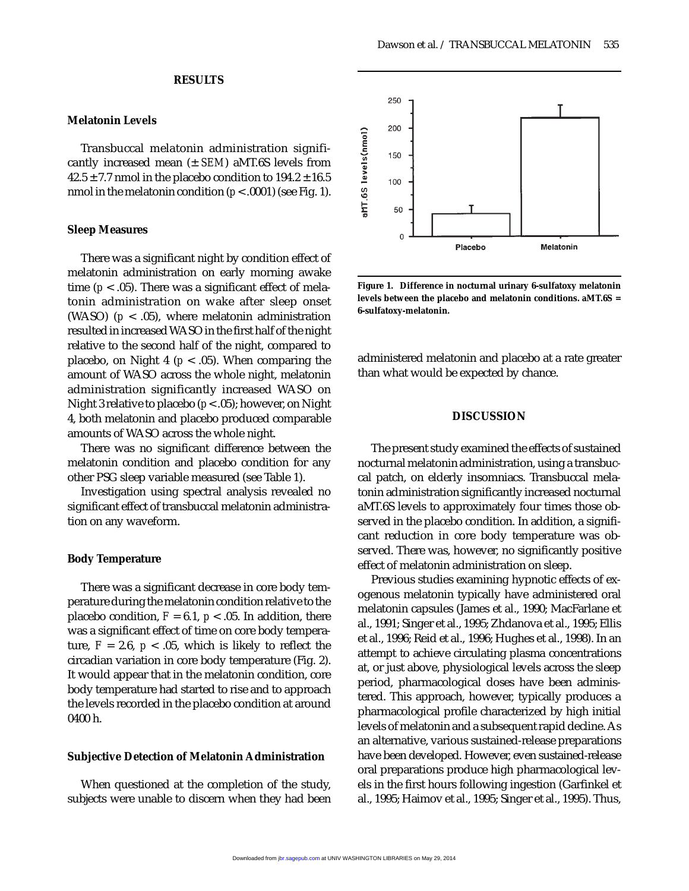## RESULTS

### Melatonin Levels

Transbuccal melatonin administration significantly increased mean (± *SEM*) aMT.6S levels from $42.5 \pm 7.7$ nmol in the placebo condition to $194.2 \pm 16.5$ nmol in the melatonin condition ($p < .0001$) (see Fig. 1).

### Sleep Measures

There was a significant night by condition effect of melatonin administration on early morning awake time ($p < .05$). There was a significant effect of melatonin administration on wake after sleep onset (WASO) ($p < .05$), where melatonin administration resulted in increased WASO in the first half of the night relative to the second half of the night, compared to placebo, on Night 4 ($p < .05$). When comparing the amount of WASO across the whole night, melatonin administration significantly increased WASO on Night 3 relative to placebo ($p < .05$); however, on Night 4, both melatonin and placebo produced comparable amounts of WASO across the whole night.

There was no significant difference between the melatonin condition and placebo condition for any other PSG sleep variable measured (see Table 1).

Investigation using spectral analysis revealed no significant effect of transbuccal melatonin administration on any waveform.

### Body Temperature

There was a significant decrease in core body temperature during the melatonin condition relative to the placebo condition, $F = 6.1$, $p < .05$. In addition, there was a significant effect of time on core body temperature, $F = 2.6$, $p < .05$, which is likely to reflect the circadian variation in core body temperature (Fig. 2). It would appear that in the melatonin condition, core body temperature had started to rise and to approach the levels recorded in the placebo condition at around 0400 h.

### Subjective Detection of Melatonin Administration

When questioned at the completion of the study, subjects were unable to discern when they had been administered melatonin and placebo at a rate greater than what would be expected by chance.

**Figure 1. Difference in nocturnal urinary 6-sulfatoxy melatonin levels between the placebo and melatonin conditions. aMT.6S = 6-sulfatoxy-melatonin.**

## DISCUSSION

The present study examined the effects of sustained nocturnal melatonin administration, using a transbuccal patch, on elderly insomniacs. Transbuccal melatonin administration significantly increased nocturnal aMT.6S levels to approximately four times those observed in the placebo condition. In addition, a significant reduction in core body temperature was observed. There was, however, no significantly positive effect of melatonin administration on sleep.

Previous studies examining hypnotic effects of exogenous melatonin typically have administered oral melatonin capsules (James et al., 1990; MacFarlane et al., 1991; Singer et al., 1995; Zhdanova et al., 1995; Ellis et al., 1996; Reid et al., 1996; Hughes et al., 1998). In an attempt to achieve circulating plasma concentrations at, or just above, physiological levels across the sleep period, pharmacological doses have been administered. This approach, however, typically produces a pharmacological profile characterized by high initial levels of melatonin and a subsequent rapid decline. As an alternative, various sustained-release preparations have been developed. However, even sustained-release oral preparations produce high pharmacological levels in the first hours following ingestion (Garfinkel et al., 1995; Haimov et al., 1995; Singer et al., 1995). Thus,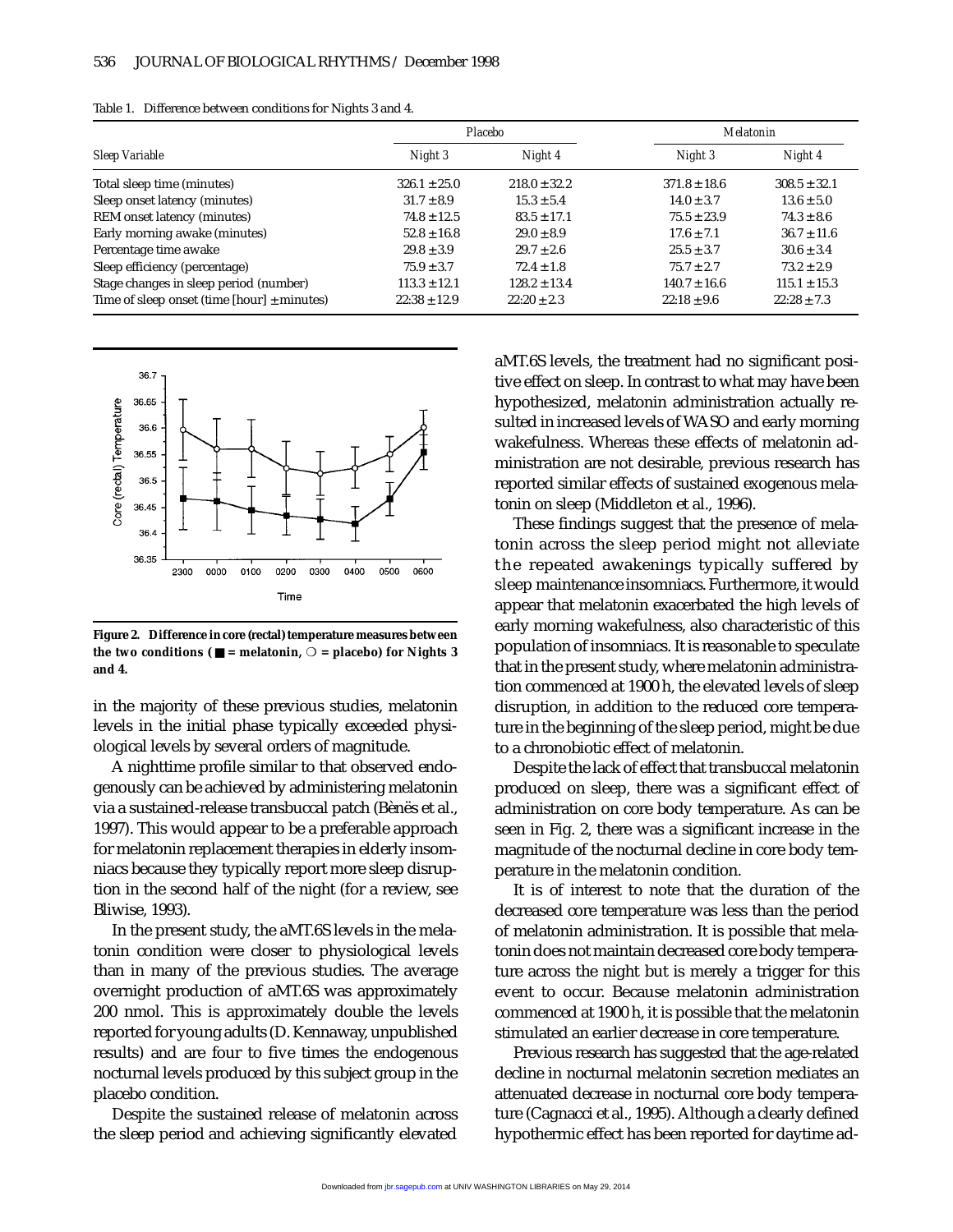Table 1. Difference between conditions for Nights 3 and 4.

| Sleep Variable | Placebo | | Melatonin | |
|---|---|---|---|---|
| | Night 3 | Night 4 | Night 3 | Night 4 |
| Total sleep time (minutes) | 326.1 ± 25.0 | 218.0 ± 32.2 | 371.8 ± 18.6 | 308.5 ± 32.1 |
| Sleep onset latency (minutes) | 31.7 ± 8.9 | 15.3 ± 5.4 | 14.0 ± 3.7 | 13.6 ± 5.0 |
| REM onset latency (minutes) | 74.8 ± 12.5 | 83.5 ± 17.1 | 75.5 ± 23.9 | 74.3 ± 8.6 |
| Early morning awake (minutes) | 52.8 ± 16.8 | 29.0 ± 8.9 | 17.6 ± 7.1 | 36.7 ± 11.6 |
| Percentage time awake | 29.8 ± 3.9 | 29.7 ± 2.6 | 25.5 ± 3.7 | 30.6 ± 3.4 |
| Sleep efficiency (percentage) | 75.9 ± 3.7 | 72.4 ± 1.8 | 75.7 ± 2.7 | 73.2 ± 2.9 |
| Stage changes in sleep period (number) | 113.3 ± 12.1 | 128.2 ± 13.4 | 140.7 ± 16.6 | 115.1 ± 15.3 |
| Time of sleep onset (time [hour] ± minutes) | 22:38 ± 12.9 | 22:20 ± 2.3 | 22:18 ± 9.6 | 22:28 ± 7.3 |

**Figure 2. Difference in core (rectal) temperature measures between the two conditions (■ = melatonin, ○ = placebo) for Nights 3 and 4.**

in the majority of these previous studies, melatonin levels in the initial phase typically exceeded physiological levels by several orders of magnitude.

A nighttime profile similar to that observed endogenously can be achieved by administering melatonin via a sustained-release transbuccal patch (Bènës et al., 1997). This would appear to be a preferable approach for melatonin replacement therapies in elderly insomniacs because they typically report more sleep disruption in the second half of the night (for a review, see Bliwise, 1993).

In the present study, the aMT.6S levels in the melatonin condition were closer to physiological levels than in many of the previous studies. The average overnight production of aMT.6S was approximately 200 nmol. This is approximately double the levels reported for young adults (D. Kennaway, unpublished results) and are four to five times the endogenous nocturnal levels produced by this subject group in the placebo condition.

Despite the sustained release of melatonin across the sleep period and achieving significantly elevated aMT.6S levels, the treatment had no significant positive effect on sleep. In contrast to what may have been hypothesized, melatonin administration actually resulted in increased levels of WASO and early morning wakefulness. Whereas these effects of melatonin administration are not desirable, previous research has reported similar effects of sustained exogenous melatonin on sleep (Middleton et al., 1996).

These findings suggest that the presence of melatonin across the sleep period might not alleviate the repeated awakenings typically suffered by sleep maintenance insomniacs. Furthermore, it would appear that melatonin exacerbated the high levels of early morning wakefulness, also characteristic of this population of insomniacs. It is reasonable to speculate that in the present study, where melatonin administration commenced at 1900 h, the elevated levels of sleep disruption, in addition to the reduced core temperature in the beginning of the sleep period, might be due to a chronobiotic effect of melatonin.

Despite the lack of effect that transbuccal melatonin produced on sleep, there was a significant effect of administration on core body temperature. As can be seen in Fig. 2, there was a significant increase in the magnitude of the nocturnal decline in core body temperature in the melatonin condition.

It is of interest to note that the duration of the decreased core temperature was less than the period of melatonin administration. It is possible that melatonin does not maintain decreased core body temperature across the night but is merely a trigger for this event to occur. Because melatonin administration commenced at 1900 h, it is possible that the melatonin stimulated an earlier decrease in core temperature.

Previous research has suggested that the age-related decline in nocturnal melatonin secretion mediates an attenuated decrease in nocturnal core body temperature (Cagnacci et al., 1995). Although a clearly defined hypothermic effect has been reported for daytime ad-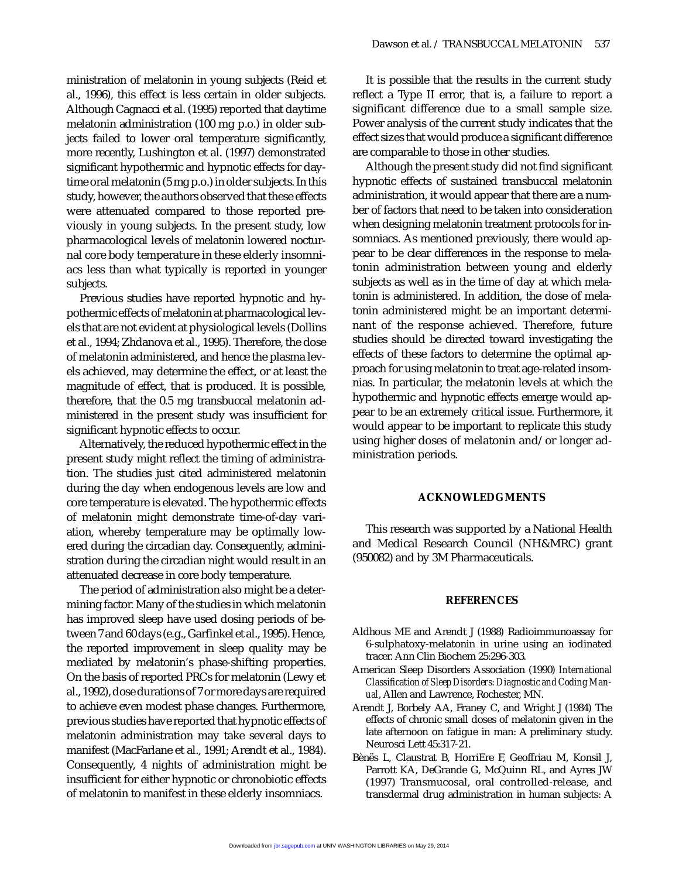ministration of melatonin in young subjects (Reid et al., 1996), this effect is less certain in older subjects. Although Cagnacci et al. (1995) reported that daytime melatonin administration (100 mg p.o.) in older subjects failed to lower oral temperature significantly, more recently, Lushington et al. (1997) demonstrated significant hypothermic and hypnotic effects for daytime oral melatonin (5 mg p.o.) in older subjects. In this study, however, the authors observed that these effects were attenuated compared to those reported previously in young subjects. In the present study, low pharmacological levels of melatonin lowered nocturnal core body temperature in these elderly insomniacs less than what typically is reported in younger subjects.

Previous studies have reported hypnotic and hypothermic effects of melatonin at pharmacological levels that are not evident at physiological levels (Dollins et al., 1994; Zhdanova et al., 1995). Therefore, the dose of melatonin administered, and hence the plasma levels achieved, may determine the effect, or at least the magnitude of effect, that is produced. It is possible, therefore, that the 0.5 mg transbuccal melatonin administered in the present study was insufficient for significant hypnotic effects to occur.

Alternatively, the reduced hypothermic effect in the present study might reflect the timing of administration. The studies just cited administered melatonin during the day when endogenous levels are low and core temperature is elevated. The hypothermic effects of melatonin might demonstrate time-of-day variation, whereby temperature may be optimally lowered during the circadian day. Consequently, administration during the circadian night would result in an attenuated decrease in core body temperature.

The period of administration also might be a determining factor. Many of the studies in which melatonin has improved sleep have used dosing periods of between 7 and 60 days (e.g., Garfinkel et al., 1995). Hence, the reported improvement in sleep quality may be mediated by melatonin's phase-shifting properties. On the basis of reported PRCs for melatonin (Lewy et al., 1992), dose durations of 7 or more days are required to achieve even modest phase changes. Furthermore, previous studies have reported that hypnotic effects of melatonin administration may take several days to manifest (MacFarlane et al., 1991; Arendt et al., 1984). Consequently, 4 nights of administration might be insufficient for either hypnotic or chronobiotic effects of melatonin to manifest in these elderly insomniacs.

It is possible that the results in the current study reflect a Type II error, that is, a failure to report a significant difference due to a small sample size. Power analysis of the current study indicates that the effect sizes that would produce a significant difference are comparable to those in other studies.

Although the present study did not find significant hypnotic effects of sustained transbuccal melatonin administration, it would appear that there are a number of factors that need to be taken into consideration when designing melatonin treatment protocols for insomniacs. As mentioned previously, there would appear to be clear differences in the response to melatonin administration between young and elderly subjects as well as in the time of day at which melatonin is administered. In addition, the dose of melatonin administered might be an important determinant of the response achieved. Therefore, future studies should be directed toward investigating the effects of these factors to determine the optimal approach for using melatonin to treat age-related insomnias. In particular, the melatonin levels at which the hypothermic and hypnotic effects emerge would appear to be an extremely critical issue. Furthermore, it would appear to be important to replicate this study using higher doses of melatonin and/or longer administration periods.

## ACKNOWLEDGMENTS

This research was supported by a National Health and Medical Research Council (NH&MRC) grant (950082) and by 3M Pharmaceuticals.

## REFERENCES

Aldhous ME and Arendt J (1988) Radioimmunoassay for 6-sulphatoxy-melatonin in urine using an iodinated tracer. Ann Clin Biochem 25:296-303.

American Sleep Disorders Association (1990) *International Classification of Sleep Disorders: Diagnostic and Coding Manual*, Allen and Lawrence, Rochester, MN.

Arendt J, Borbely AA, Franey C, and Wright J (1984) The effects of chronic small doses of melatonin given in the late afternoon on fatigue in man: A preliminary study. Neurosci Lett 45:317-21.

Bènës L, Claustrat B, HorriEre F, Geoffriau M, Konsil J, Parrott KA, DeGrande G, McQuinn RL, and Ayres JW (1997) Transmucosal, oral controlled-release, and transdermal drug administration in human subjects: A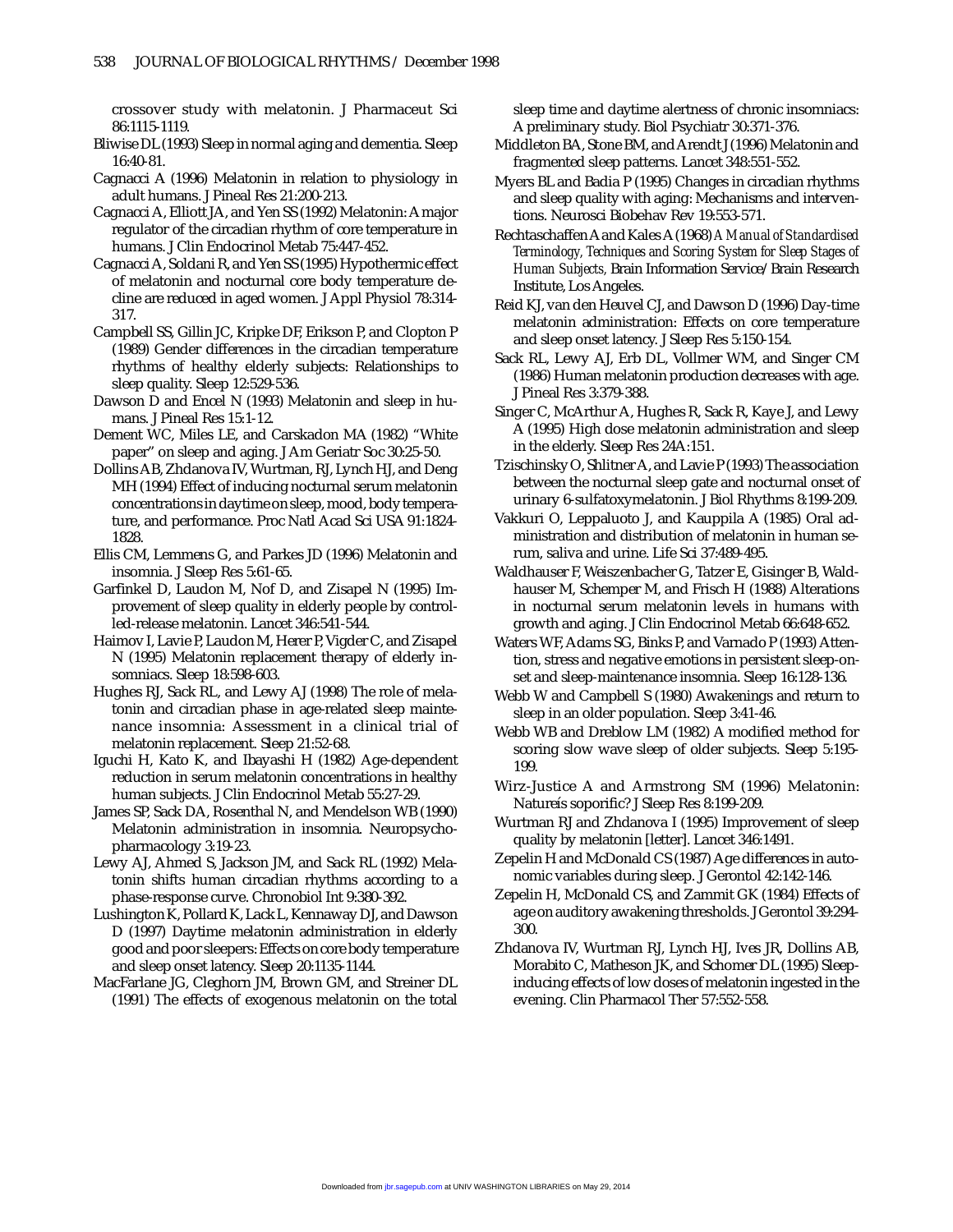crossover study with melatonin. J Pharmaceut Sci 86:1115-1119.

Bliwise DL (1993) Sleep in normal aging and dementia. Sleep 16:40-81.

Cagnacci A (1996) Melatonin in relation to physiology in adult humans. J Pineal Res 21:200-213.

Cagnacci A, Elliott JA, and Yen SS (1992) Melatonin: A major regulator of the circadian rhythm of core temperature in humans. J Clin Endocrinol Metab 75:447-452.

Cagnacci A, Soldani R, and Yen SS (1995) Hypothermic effect of melatonin and nocturnal core body temperature decline are reduced in aged women. J Appl Physiol 78:314-317.

Campbell SS, Gillin JC, Kripke DF, Erikson P, and Clopton P (1989) Gender differences in the circadian temperature rhythms of healthy elderly subjects: Relationships to sleep quality. Sleep 12:529-536.

Dawson D and Encel N (1993) Melatonin and sleep in humans. J Pineal Res 15:1-12.

Dement WC, Miles LE, and Carskadon MA (1982) "White paper" on sleep and aging. J Am Geriatr Soc 30:25-50.

Dollins AB, Zhdanova IV, Wurtman, RJ, Lynch HJ, and Deng MH (1994) Effect of inducing nocturnal serum melatonin concentrations in daytime on sleep, mood, body temperature, and performance. Proc Natl Acad Sci USA 91:1824-1828.

Ellis CM, Lemmens G, and Parkes JD (1996) Melatonin and insomnia. J Sleep Res 5:61-65.

Garfinkel D, Laudon M, Nof D, and Zisapel N (1995) Improvement of sleep quality in elderly people by controlled-release melatonin. Lancet 346:541-544.

Haimov I, Lavie P, Laudon M, Herer P, Vigder C, and Zisapel N (1995) Melatonin replacement therapy of elderly insomniacs. Sleep 18:598-603.

Hughes RJ, Sack RL, and Lewy AJ (1998) The role of melatonin and circadian phase in age-related sleep maintenance insomnia: Assessment in a clinical trial of melatonin replacement. Sleep 21:52-68.

Iguchi H, Kato K, and Ibayashi H (1982) Age-dependent reduction in serum melatonin concentrations in healthy human subjects. J Clin Endocrinol Metab 55:27-29.

James SP, Sack DA, Rosenthal N, and Mendelson WB (1990) Melatonin administration in insomnia. Neuropsychopharmacology 3:19-23.

Lewy AJ, Ahmed S, Jackson JM, and Sack RL (1992) Melatonin shifts human circadian rhythms according to a phase-response curve. Chronobiol Int 9:380-392.

Lushington K, Pollard K, Lack L, Kennaway DJ, and Dawson D (1997) Daytime melatonin administration in elderly good and poor sleepers: Effects on core body temperature and sleep onset latency. Sleep 20:1135-1144.

MacFarlane JG, Cleghorn JM, Brown GM, and Streiner DL (1991) The effects of exogenous melatonin on the total sleep time and daytime alertness of chronic insomniacs: A preliminary study. Biol Psychiatr 30:371-376.

Middleton BA, Stone BM, and Arendt J (1996) Melatonin and fragmented sleep patterns. Lancet 348:551-552.

Myers BL and Badia P (1995) Changes in circadian rhythms and sleep quality with aging: Mechanisms and interventions. Neurosci Biobehav Rev 19:553-571.

Rechtaschaffen A and Kales A (1968) *A Manual of Standardised Terminology, Techniques and Scoring System for Sleep Stages of Human Subjects,* Brain Information Service/Brain Research Institute, Los Angeles.

Reid KJ, van den Heuvel CJ, and Dawson D (1996) Day-time melatonin administration: Effects on core temperature and sleep onset latency. J Sleep Res 5:150-154.

Sack RL, Lewy AJ, Erb DL, Vollmer WM, and Singer CM (1986) Human melatonin production decreases with age. J Pineal Res 3:379-388.

Singer C, McArthur A, Hughes R, Sack R, Kaye J, and Lewy A (1995) High dose melatonin administration and sleep in the elderly. Sleep Res 24A:151.

Tzischinsky O, Shlitner A, and Lavie P (1993) The association between the nocturnal sleep gate and nocturnal onset of urinary 6-sulfatoxymelatonin. J Biol Rhythms 8:199-209.

Vakkuri O, Leppaluoto J, and Kauppila A (1985) Oral administration and distribution of melatonin in human serum, saliva and urine. Life Sci 37:489-495.

Waldhauser F, Weiszenbacher G, Tatzer E, Gisinger B, Waldhauser M, Schemper M, and Frisch H (1988) Alterations in nocturnal serum melatonin levels in humans with growth and aging. J Clin Endocrinol Metab 66:648-652.

Waters WF, Adams SG, Binks P, and Varnado P (1993) Attention, stress and negative emotions in persistent sleep-onset and sleep-maintenance insomnia. Sleep 16:128-136.

Webb W and Campbell S (1980) Awakenings and return to sleep in an older population. Sleep 3:41-46.

Webb WB and Dreblow LM (1982) A modified method for scoring slow wave sleep of older subjects. Sleep 5:195-199.

Wirz-Justice A and Armstrong SM (1996) Melatonin: Natureís soporific? J Sleep Res 8:199-209.

Wurtman RJ and Zhdanova I (1995) Improvement of sleep quality by melatonin [letter]. Lancet 346:1491.

Zepelin H and McDonald CS (1987) Age differences in autonomic variables during sleep. J Gerontol 42:142-146.

Zepelin H, McDonald CS, and Zammit GK (1984) Effects of age on auditory awakening thresholds. J Gerontol 39:294-300.

Zhdanova IV, Wurtman RJ, Lynch HJ, Ives JR, Dollins AB, Morabito C, Matheson JK, and Schomer DL (1995) Sleep-inducing effects of low doses of melatonin ingested in the evening. Clin Pharmacol Ther 57:552-558.